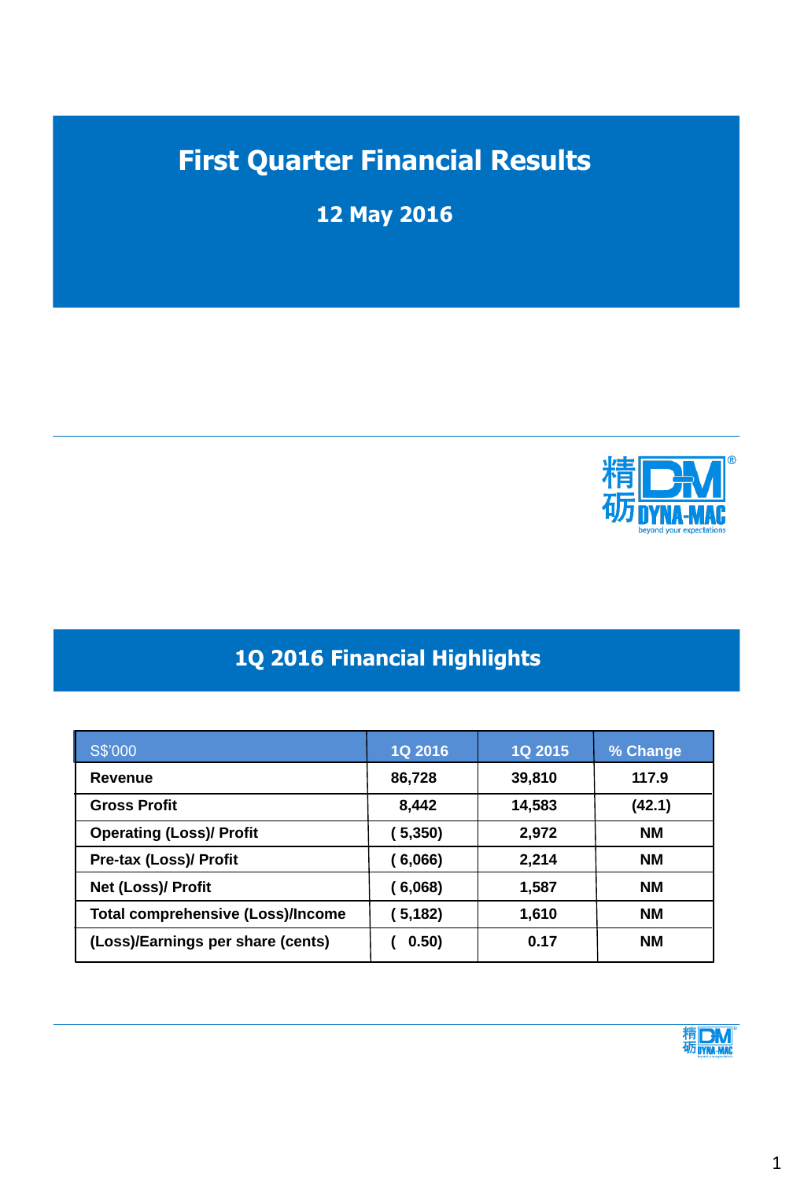# First Quarter Financial Results

## 12 May 2016

## 1Q 2016 Financial Highlights

| S$'000 | 1Q 2016 | 1Q 2015 | % Change |
|---|---|---|---|
| **Revenue** | **86,728** | **39,810** | **117.9** |
| **Gross Profit** | **8,442** | **14,583** | **(42.1)** |
| **Operating (Loss)/ Profit** | **( 5,350)** | **2,972** | **NM** |
| **Pre-tax (Loss)/ Profit** | **( 6,066)** | **2,214** | **NM** |
| **Net (Loss)/ Profit** | **( 6,068)** | **1,587** | **NM** |
| **Total comprehensive (Loss)/Income** | **( 5,182)** | **1,610** | **NM** |
| **(Loss)/Earnings per share (cents)** | **( 0.50)** | **0.17** | **NM** |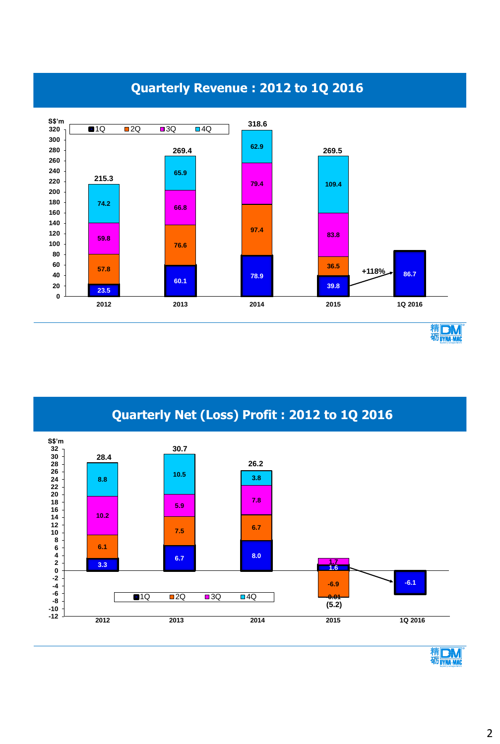## Quarterly Revenue : 2012 to 1Q 2016

S$'m

| | 2012 | 2013 | 2014 | 2015 | 1Q 2016 |
|---|---|---|---|---|---|
| 1Q | 23.5 | 60.1 | 78.9 | 39.8 | 86.7 |
| 2Q | 57.8 | 76.6 | 97.4 | 36.5 | |
| 3Q | 59.8 | 66.8 | 79.4 | 83.8 | |
| 4Q | 74.2 | 65.9 | 62.9 | 109.4 | |
| Total | 215.3 | 269.4 | 318.6 | 269.5 | |

+118% (1Q 2015 to 1Q 2016)

## Quarterly Net (Loss) Profit : 2012 to 1Q 2016

S$'m

| | 2012 | 2013 | 2014 | 2015 | 1Q 2016 |
|---|---|---|---|---|---|
| 1Q | 3.3 | 6.7 | 8.0 | 1.6 | -6.1 |
| 2Q | 6.1 | 7.5 | 6.7 | -6.9 | |
| 3Q | 10.2 | 5.9 | 7.8 | 1.7 | |
| 4Q | 8.8 | 10.5 | 3.8 | -0.01 | |
| Total | 28.4 | 30.7 | 26.2 | (5.2) | |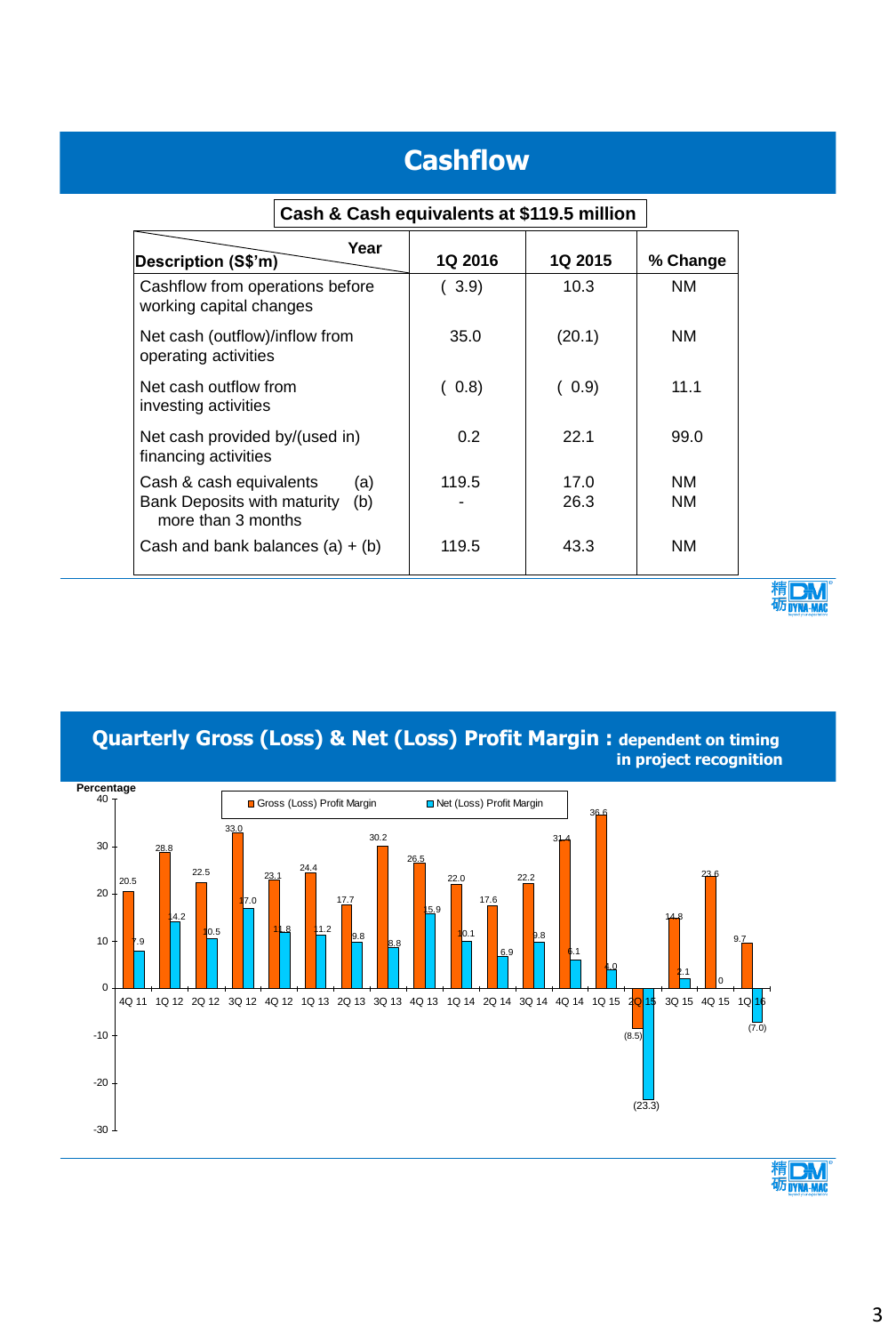# Cashflow

**Cash & Cash equivalents at $119.5 million**

| Description (S$'m) / Year | 1Q 2016 | 1Q 2015 | % Change |
|---|---|---|---|
| Cashflow from operations before working capital changes | ( 3.9) | 10.3 | NM |
| Net cash (outflow)/inflow from operating activities | 35.0 | (20.1) | NM |
| Net cash outflow from investing activities | ( 0.8) | ( 0.9) | 11.1 |
| Net cash provided by/(used in) financing activities | 0.2 | 22.1 | 99.0 |
| Cash & cash equivalents (a) | 119.5 | 17.0 | NM |
| Bank Deposits with maturity more than 3 months (b) | - | 26.3 | NM |
| Cash and bank balances (a) + (b) | 119.5 | 43.3 | NM |

# Quarterly Gross (Loss) & Net (Loss) Profit Margin : dependent on timing in project recognition

Percentage

| Quarter | Gross (Loss) Profit Margin | Net (Loss) Profit Margin |
|---|---|---|
| 4Q 11 | 20.5 | 7.9 |
| 1Q 12 | 28.8 | 14.2 |
| 2Q 12 | 22.5 | 10.5 |
| 3Q 12 | 33.0 | 17.0 |
| 4Q 12 | 23.1 | 11.8 |
| 1Q 13 | 24.4 | 11.2 |
| 2Q 13 | 17.7 | 9.8 |
| 3Q 13 | 30.2 | 8.8 |
| 4Q 13 | 26.5 | 15.9 |
| 1Q 14 | 22.0 | 10.1 |
| 2Q 14 | 17.6 | 6.9 |
| 3Q 14 | 22.2 | 9.8 |
| 4Q 14 | 31.4 | 6.1 |
| 1Q 15 | 36.6 | 4.0 |
| 2Q 15 | (8.5) | (23.3) |
| 3Q 15 | 14.8 | 2.1 |
| 4Q 15 | 23.6 | 0 |
| 1Q 16 | 9.7 | (7.0) |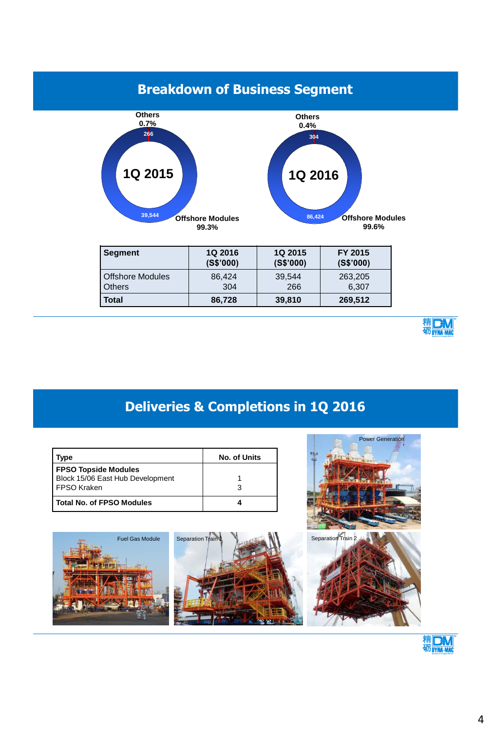## Breakdown of Business Segment

1Q 2015: Others 0.7% (266); Offshore Modules 99.3% (39,544)

1Q 2016: Others 0.4% (304); Offshore Modules 99.6% (86,424)

| Segment | 1Q 2016 (S$'000) | 1Q 2015 (S$'000) | FY 2015 (S$'000) |
|---|---|---|---|
| Offshore Modules | 86,424 | 39,544 | 263,205 |
| Others | 304 | 266 | 6,307 |
| **Total** | **86,728** | **39,810** | **269,512** |

## Deliveries & Completions in 1Q 2016

| Type | No. of Units |
|---|---|
| **FPSO Topside Modules** | |
| Block 15/06 East Hub Development | 1 |
| FPSO Kraken | 3 |
| **Total No. of FPSO Modules** | **4** |

Power Generation

Fuel Gas Module

Separation Train 1

Separation Train 2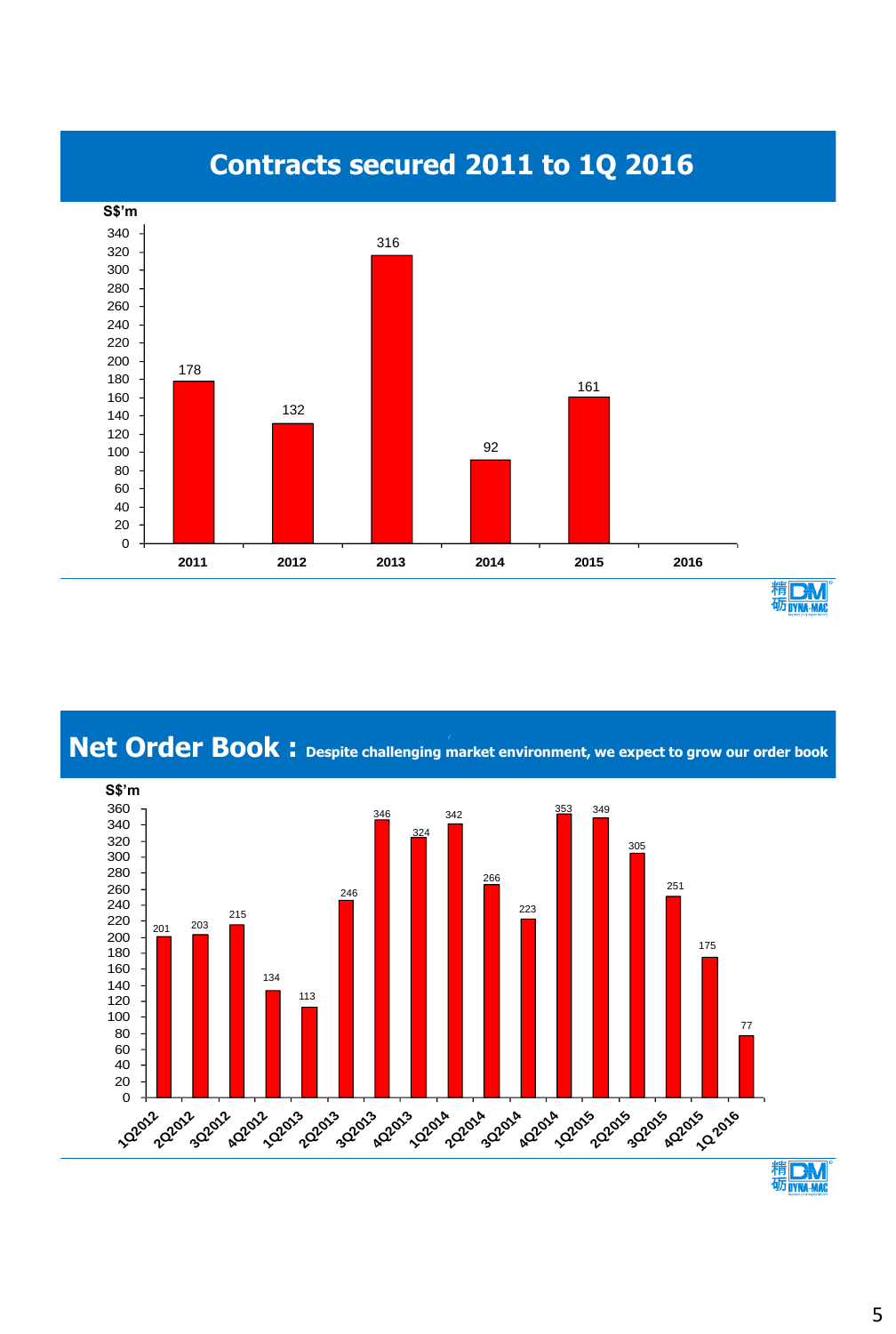## Contracts secured 2011 to 1Q 2016

S$'m

| Year | Contracts secured (S$'m) |
|---|---|
| 2011 | 178 |
| 2012 | 132 |
| 2013 | 316 |
| 2014 | 92 |
| 2015 | 161 |
| 2016 | |

## Net Order Book : Despite challenging market environment, we expect to grow our order book

S$'m

| Quarter | Net Order Book (S$'m) |
|---|---|
| 1Q2012 | 201 |
| 2Q2012 | 203 |
| 3Q2012 | 215 |
| 4Q2012 | 134 |
| 1Q2013 | 113 |
| 2Q2013 | 246 |
| 3Q2013 | 346 |
| 4Q2013 | 324 |
| 1Q2014 | 342 |
| 2Q2014 | 266 |
| 3Q2014 | 223 |
| 4Q2014 | 353 |
| 1Q2015 | 349 |
| 2Q2015 | 305 |
| 3Q2015 | 251 |
| 4Q2015 | 175 |
| 1Q 2016 | 77 |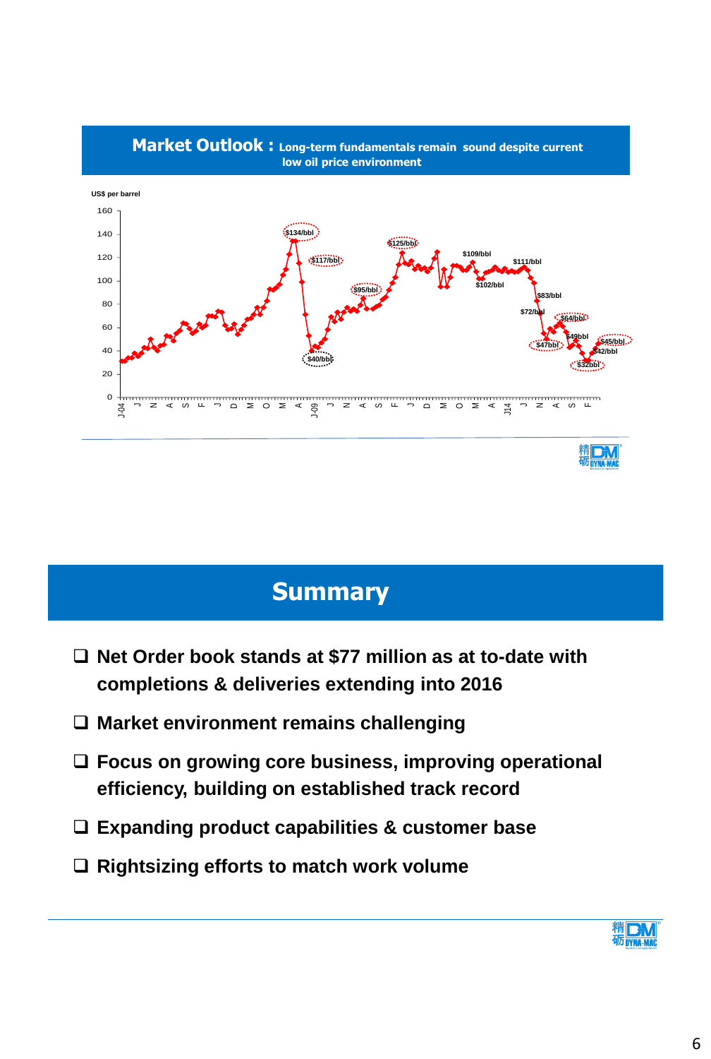## Market Outlook : Long-term fundamentals remain sound despite current low oil price environment

US$ per barrel

160
140
120
100
80
60
40
20
0

$134/bbl
$117/bbl
$40/bbl
$95/bbl
$125/bbl
$109/bbl
$102/bbl
$111/bbl
$83/bbl
$72/bbl
$64/bbl
$49bbl
$47bbl
$45/bbl
$42/bbl
$32bbl

J-04 J N A S F J D M O M A J-09 J N A S F J D M O M A J14 J N A S F

## Summary

- ❑ Net Order book stands at $77 million as at to-date with completions & deliveries extending into 2016
- ❑ Market environment remains challenging
- ❑ Focus on growing core business, improving operational efficiency, building on established track record
- ❑ Expanding product capabilities & customer base
- ❑ Rightsizing efforts to match work volume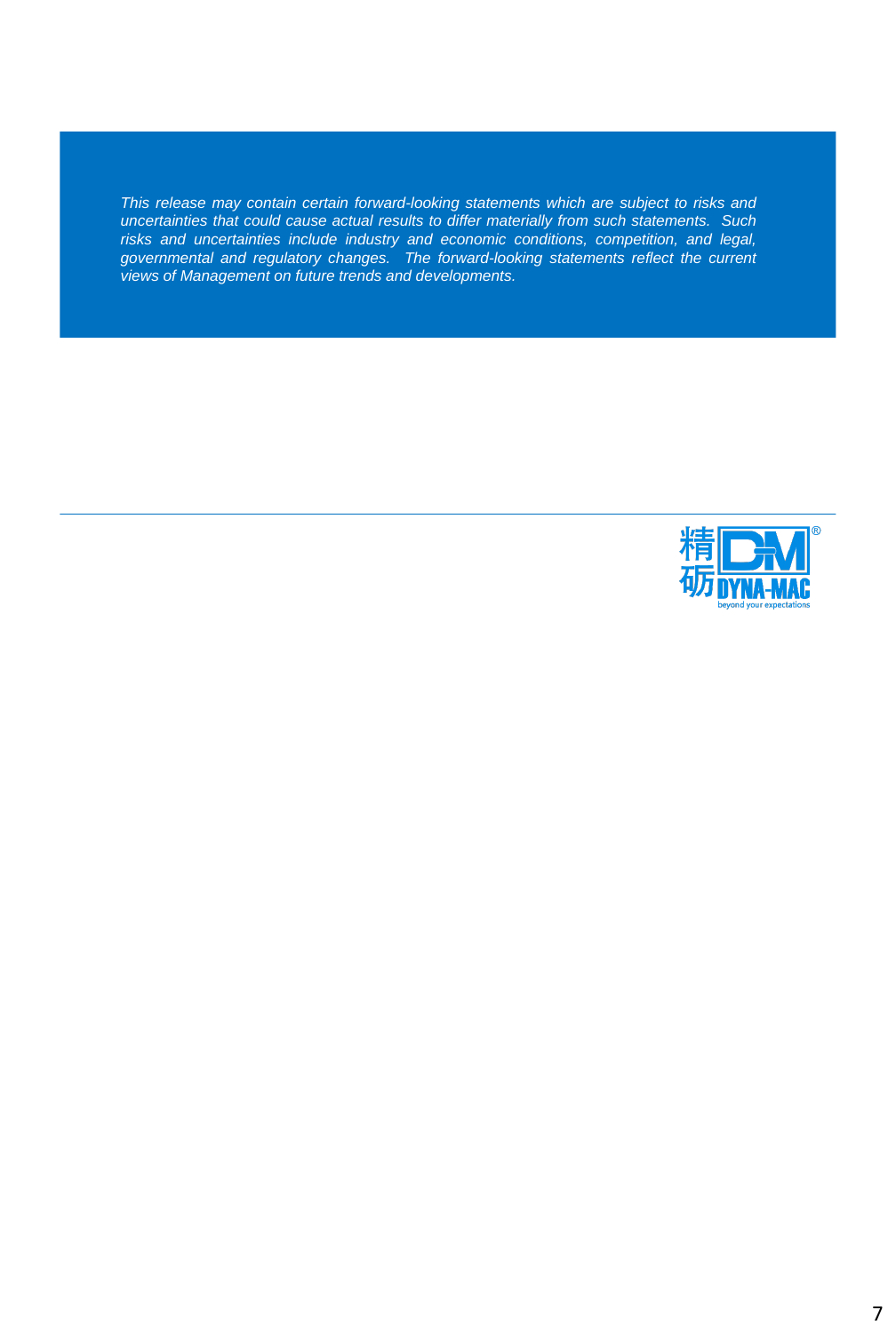*This release may contain certain forward-looking statements which are subject to risks and uncertainties that could cause actual results to differ materially from such statements. Such risks and uncertainties include industry and economic conditions, competition, and legal, governmental and regulatory changes. The forward-looking statements reflect the current views of Management on future trends and developments.*

精砺 DM® DYNA-MAC
beyond your expectations